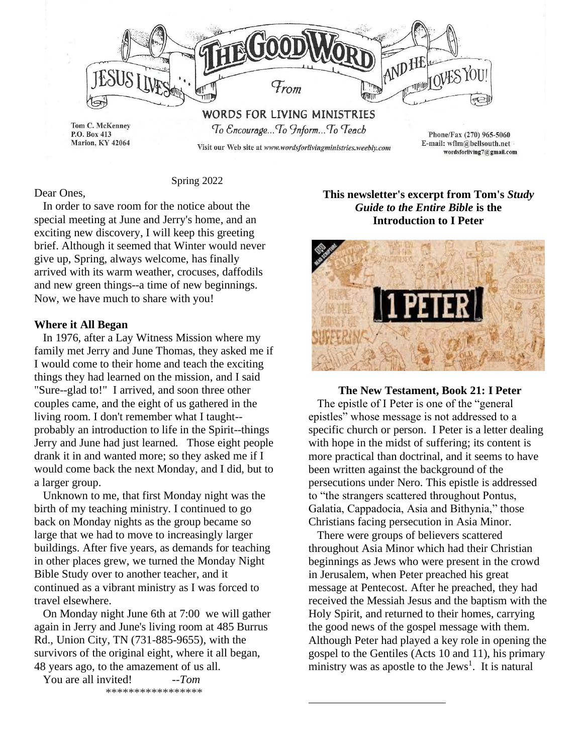# THE GOOD WORD

JESUS LIVES... AND HE LOVES YOU!

From

**WORDS FOR LIVING MINISTRIES**

*To Encourage...To Inform...To Teach*

Tom C. McKenney
P.O. Box 413
Marion, KY 42064

Visit our Web site at *www.wordsforlivingministries.weebly.com*

Phone/Fax (270) 965-5060
E-mail: wflm@bellsouth.net
wordsforliving7@gmail.com

Spring 2022

Dear Ones,

In order to save room for the notice about the special meeting at June and Jerry's home, and an exciting new discovery, I will keep this greeting brief. Although it seemed that Winter would never give up, Spring, always welcome, has finally arrived with its warm weather, crocuses, daffodils and new green things--a time of new beginnings. Now, we have much to share with you!

**Where it All Began**

In 1976, after a Lay Witness Mission where my family met Jerry and June Thomas, they asked me if I would come to their home and teach the exciting things they had learned on the mission, and I said "Sure--glad to!" I arrived, and soon three other couples came, and the eight of us gathered in the living room. I don't remember what I taught--probably an introduction to life in the Spirit--things Jerry and June had just learned. Those eight people drank it in and wanted more; so they asked me if I would come back the next Monday, and I did, but to a larger group.

Unknown to me, that first Monday night was the birth of my teaching ministry. I continued to go back on Monday nights as the group became so large that we had to move to increasingly larger buildings. After five years, as demands for teaching in other places grew, we turned the Monday Night Bible Study over to another teacher, and it continued as a vibrant ministry as I was forced to travel elsewhere.

On Monday night June 6th at 7:00 we will gather again in Jerry and June's living room at 485 Burrus Rd., Union City, TN (731-885-9655), with the survivors of the original eight, where it all began, 48 years ago, to the amazement of us all.

You are all invited! --*Tom*

*****************

**This newsletter's excerpt from Tom's *Study Guide to the Entire Bible* is the Introduction to I Peter**

**The New Testament, Book 21: I Peter**

The epistle of I Peter is one of the "general epistles" whose message is not addressed to a specific church or person. I Peter is a letter dealing with hope in the midst of suffering; its content is more practical than doctrinal, and it seems to have been written against the background of the persecutions under Nero. This epistle is addressed to "the strangers scattered throughout Pontus, Galatia, Cappadocia, Asia and Bithynia," those Christians facing persecution in Asia Minor.

There were groups of believers scattered throughout Asia Minor which had their Christian beginnings as Jews who were present in the crowd in Jerusalem, when Peter preached his great message at Pentecost. After he preached, they had received the Messiah Jesus and the baptism with the Holy Spirit, and returned to their homes, carrying the good news of the gospel message with them. Although Peter had played a key role in opening the gospel to the Gentiles (Acts 10 and 11), his primary ministry was as apostle to the Jews[1]. It is natural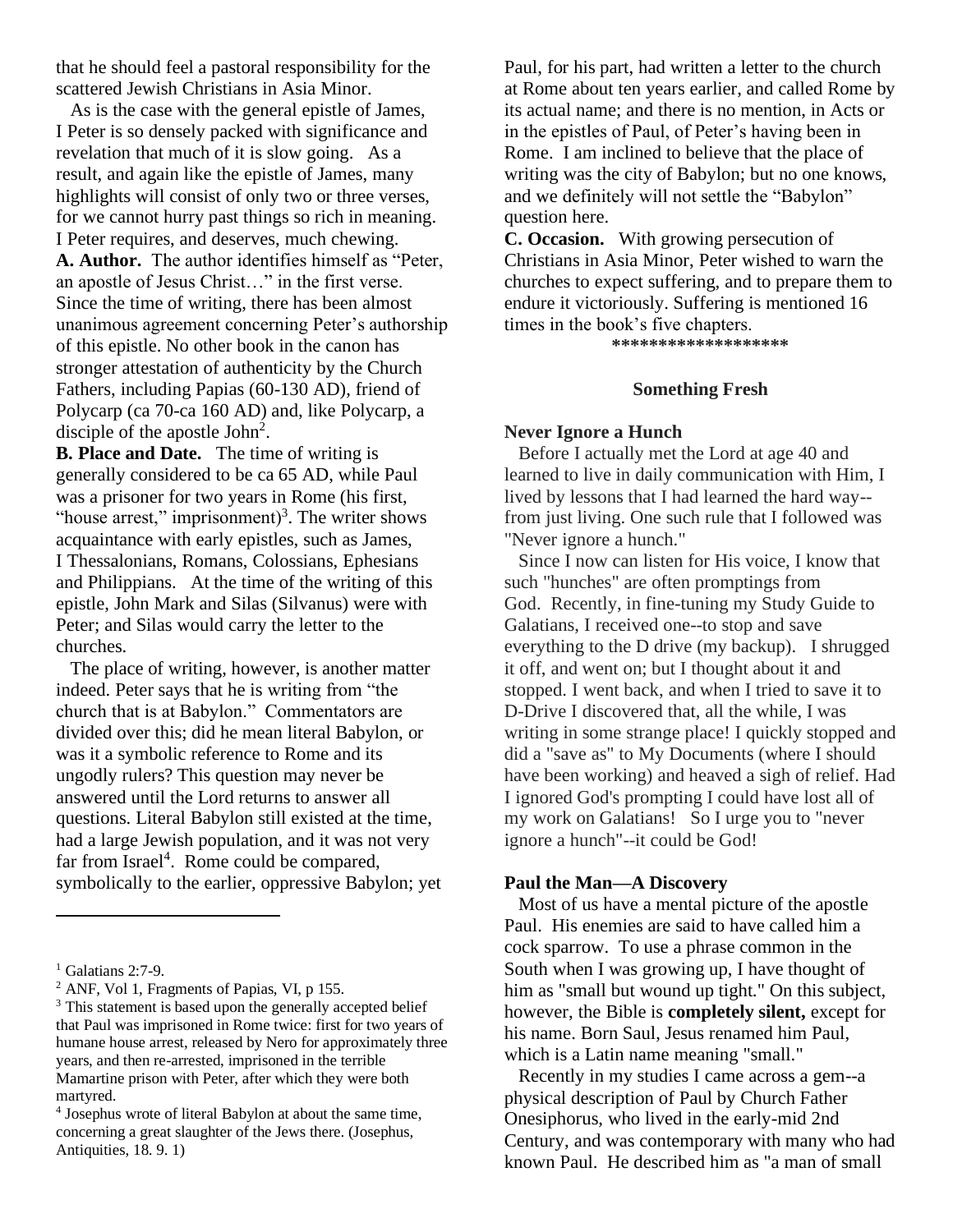that he should feel a pastoral responsibility for the scattered Jewish Christians in Asia Minor.

As is the case with the general epistle of James, I Peter is so densely packed with significance and revelation that much of it is slow going. As a result, and again like the epistle of James, many highlights will consist of only two or three verses, for we cannot hurry past things so rich in meaning. I Peter requires, and deserves, much chewing.

**A. Author.** The author identifies himself as "Peter, an apostle of Jesus Christ…" in the first verse. Since the time of writing, there has been almost unanimous agreement concerning Peter's authorship of this epistle. No other book in the canon has stronger attestation of authenticity by the Church Fathers, including Papias (60-130 AD), friend of Polycarp (ca 70-ca 160 AD) and, like Polycarp, a disciple of the apostle John[2].

**B. Place and Date.** The time of writing is generally considered to be ca 65 AD, while Paul was a prisoner for two years in Rome (his first, "house arrest," imprisonment)[3]. The writer shows acquaintance with early epistles, such as James, I Thessalonians, Romans, Colossians, Ephesians and Philippians. At the time of the writing of this epistle, John Mark and Silas (Silvanus) were with Peter; and Silas would carry the letter to the churches.

The place of writing, however, is another matter indeed. Peter says that he is writing from "the church that is at Babylon." Commentators are divided over this; did he mean literal Babylon, or was it a symbolic reference to Rome and its ungodly rulers? This question may never be answered until the Lord returns to answer all questions. Literal Babylon still existed at the time, had a large Jewish population, and it was not very far from Israel[4]. Rome could be compared, symbolically to the earlier, oppressive Babylon; yet Paul, for his part, had written a letter to the church at Rome about ten years earlier, and called Rome by its actual name; and there is no mention, in Acts or in the epistles of Paul, of Peter's having been in Rome. I am inclined to believe that the place of writing was the city of Babylon; but no one knows, and we definitely will not settle the "Babylon" question here.

**C. Occasion.** With growing persecution of Christians in Asia Minor, Peter wished to warn the churches to expect suffering, and to prepare them to endure it victoriously. Suffering is mentioned 16 times in the book's five chapters.

*******************

## Something Fresh

### Never Ignore a Hunch

Before I actually met the Lord at age 40 and learned to live in daily communication with Him, I lived by lessons that I had learned the hard way--from just living. One such rule that I followed was "Never ignore a hunch."

Since I now can listen for His voice, I know that such "hunches" are often promptings from God. Recently, in fine-tuning my Study Guide to Galatians, I received one--to stop and save everything to the D drive (my backup). I shrugged it off, and went on; but I thought about it and stopped. I went back, and when I tried to save it to D-Drive I discovered that, all the while, I was writing in some strange place! I quickly stopped and did a "save as" to My Documents (where I should have been working) and heaved a sigh of relief. Had I ignored God's prompting I could have lost all of my work on Galatians! So I urge you to "never ignore a hunch"--it could be God!

### Paul the Man—A Discovery

Most of us have a mental picture of the apostle Paul. His enemies are said to have called him a cock sparrow. To use a phrase common in the South when I was growing up, I have thought of him as "small but wound up tight." On this subject, however, the Bible is **completely silent,** except for his name. Born Saul, Jesus renamed him Paul, which is a Latin name meaning "small."

Recently in my studies I came across a gem--a physical description of Paul by Church Father Onesiphorus, who lived in the early-mid 2nd Century, and was contemporary with many who had known Paul. He described him as "a man of small

---

[1] Galatians 2:7-9.

[2] ANF, Vol 1, Fragments of Papias, VI, p 155.

[3] This statement is based upon the generally accepted belief that Paul was imprisoned in Rome twice: first for two years of humane house arrest, released by Nero for approximately three years, and then re-arrested, imprisoned in the terrible Mamartine prison with Peter, after which they were both martyred.

[4] Josephus wrote of literal Babylon at about the same time, concerning a great slaughter of the Jews there. (Josephus, Antiquities, 18. 9. 1)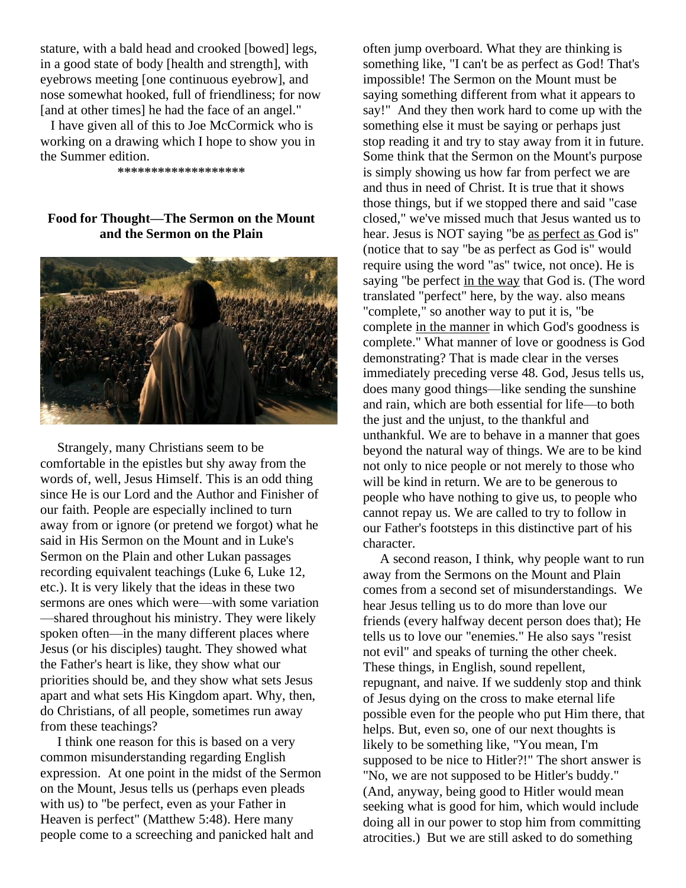stature, with a bald head and crooked [bowed] legs, in a good state of body [health and strength], with eyebrows meeting [one continuous eyebrow], and nose somewhat hooked, full of friendliness; for now [and at other times] he had the face of an angel."

I have given all of this to Joe McCormick who is working on a drawing which I hope to show you in the Summer edition.

*******************

**Food for Thought—The Sermon on the Mount and the Sermon on the Plain**

Strangely, many Christians seem to be comfortable in the epistles but shy away from the words of, well, Jesus Himself. This is an odd thing since He is our Lord and the Author and Finisher of our faith. People are especially inclined to turn away from or ignore (or pretend we forgot) what he said in His Sermon on the Mount and in Luke's Sermon on the Plain and other Lukan passages recording equivalent teachings (Luke 6, Luke 12, etc.). It is very likely that the ideas in these two sermons are ones which were—with some variation—shared throughout his ministry. They were likely spoken often—in the many different places where Jesus (or his disciples) taught. They showed what the Father's heart is like, they show what our priorities should be, and they show what sets Jesus apart and what sets His Kingdom apart. Why, then, do Christians, of all people, sometimes run away from these teachings?

I think one reason for this is based on a very common misunderstanding regarding English expression. At one point in the midst of the Sermon on the Mount, Jesus tells us (perhaps even pleads with us) to "be perfect, even as your Father in Heaven is perfect" (Matthew 5:48). Here many people come to a screeching and panicked halt and often jump overboard. What they are thinking is something like, "I can't be as perfect as God! That's impossible! The Sermon on the Mount must be saying something different from what it appears to say!" And they then work hard to come up with the something else it must be saying or perhaps just stop reading it and try to stay away from it in future. Some think that the Sermon on the Mount's purpose is simply showing us how far from perfect we are and thus in need of Christ. It is true that it shows those things, but if we stopped there and said "case closed," we've missed much that Jesus wanted us to hear. Jesus is NOT saying "be as perfect as God is" (notice that to say "be as perfect as God is" would require using the word "as" twice, not once). He is saying "be perfect in the way that God is. (The word translated "perfect" here, by the way. also means "complete," so another way to put it is, "be complete in the manner in which God's goodness is complete." What manner of love or goodness is God demonstrating? That is made clear in the verses immediately preceding verse 48. God, Jesus tells us, does many good things—like sending the sunshine and rain, which are both essential for life—to both the just and the unjust, to the thankful and unthankful. We are to behave in a manner that goes beyond the natural way of things. We are to be kind not only to nice people or not merely to those who will be kind in return. We are to be generous to people who have nothing to give us, to people who cannot repay us. We are called to try to follow in our Father's footsteps in this distinctive part of his character.

A second reason, I think, why people want to run away from the Sermons on the Mount and Plain comes from a second set of misunderstandings. We hear Jesus telling us to do more than love our friends (every halfway decent person does that); He tells us to love our "enemies." He also says "resist not evil" and speaks of turning the other cheek. These things, in English, sound repellent, repugnant, and naive. If we suddenly stop and think of Jesus dying on the cross to make eternal life possible even for the people who put Him there, that helps. But, even so, one of our next thoughts is likely to be something like, "You mean, I'm supposed to be nice to Hitler?!" The short answer is "No, we are not supposed to be Hitler's buddy." (And, anyway, being good to Hitler would mean seeking what is good for him, which would include doing all in our power to stop him from committing atrocities.) But we are still asked to do something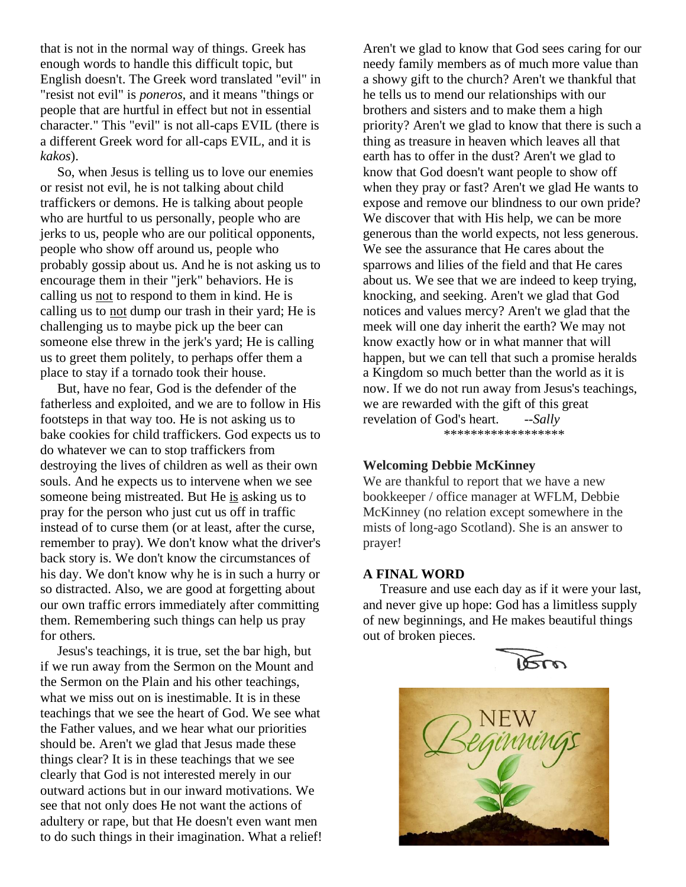that is not in the normal way of things. Greek has enough words to handle this difficult topic, but English doesn't. The Greek word translated "evil" in "resist not evil" is *poneros,* and it means "things or people that are hurtful in effect but not in essential character." This "evil" is not all-caps EVIL (there is a different Greek word for all-caps EVIL, and it is *kakos*).

So, when Jesus is telling us to love our enemies or resist not evil, he is not talking about child traffickers or demons. He is talking about people who are hurtful to us personally, people who are jerks to us, people who are our political opponents, people who show off around us, people who probably gossip about us. And he is not asking us to encourage them in their "jerk" behaviors. He is calling us not to respond to them in kind. He is calling us to not dump our trash in their yard; He is challenging us to maybe pick up the beer can someone else threw in the jerk's yard; He is calling us to greet them politely, to perhaps offer them a place to stay if a tornado took their house.

But, have no fear, God is the defender of the fatherless and exploited, and we are to follow in His footsteps in that way too. He is not asking us to bake cookies for child traffickers. God expects us to do whatever we can to stop traffickers from destroying the lives of children as well as their own souls. And he expects us to intervene when we see someone being mistreated. But He is asking us to pray for the person who just cut us off in traffic instead of to curse them (or at least, after the curse, remember to pray). We don't know what the driver's back story is. We don't know the circumstances of his day. We don't know why he is in such a hurry or so distracted. Also, we are good at forgetting about our own traffic errors immediately after committing them. Remembering such things can help us pray for others.

Jesus's teachings, it is true, set the bar high, but if we run away from the Sermon on the Mount and the Sermon on the Plain and his other teachings, what we miss out on is inestimable. It is in these teachings that we see the heart of God. We see what the Father values, and we hear what our priorities should be. Aren't we glad that Jesus made these things clear? It is in these teachings that we see clearly that God is not interested merely in our outward actions but in our inward motivations. We see that not only does He not want the actions of adultery or rape, but that He doesn't even want men to do such things in their imagination. What a relief! Aren't we glad to know that God sees caring for our needy family members as of much more value than a showy gift to the church? Aren't we thankful that he tells us to mend our relationships with our brothers and sisters and to make them a high priority? Aren't we glad to know that there is such a thing as treasure in heaven which leaves all that earth has to offer in the dust? Aren't we glad to know that God doesn't want people to show off when they pray or fast? Aren't we glad He wants to expose and remove our blindness to our own pride? We discover that with His help, we can be more generous than the world expects, not less generous. We see the assurance that He cares about the sparrows and lilies of the field and that He cares about us. We see that we are indeed to keep trying, knocking, and seeking. Aren't we glad that God notices and values mercy? Aren't we glad that the meek will one day inherit the earth? We may not know exactly how or in what manner that will happen, but we can tell that such a promise heralds a Kingdom so much better than the world as it is now. If we do not run away from Jesus's teachings, we are rewarded with the gift of this great revelation of God's heart. *--Sally*

\*\*\*\*\*\*\*\*\*\*\*\*\*\*\*\*\*\*

**Welcoming Debbie McKinney**

We are thankful to report that we have a new bookkeeper / office manager at WFLM, Debbie McKinney (no relation except somewhere in the mists of long-ago Scotland). She is an answer to prayer!

**A FINAL WORD**

Treasure and use each day as if it were your last, and never give up hope: God has a limitless supply of new beginnings, and He makes beautiful things out of broken pieces.

Dom

NEW Beginnings